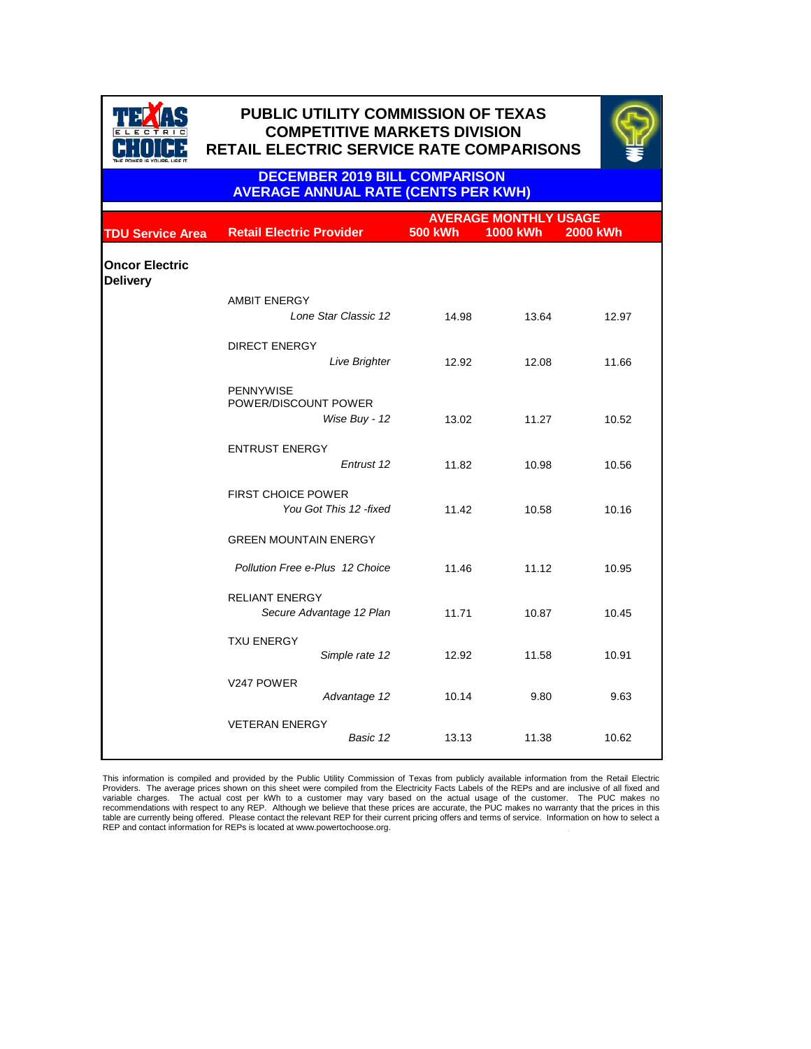# PUBLIC UTILITY COMMISSION OF TEXAS
# COMPETITIVE MARKETS DIVISION
# RETAIL ELECTRIC SERVICE RATE COMPARISONS

## DECEMBER 2019 BILL COMPARISON
## AVERAGE ANNUAL RATE (CENTS PER KWH)

| TDU Service Area | Retail Electric Provider | AVERAGE MONTHLY USAGE 500 kWh | 1000 kWh | 2000 kWh |
|---|---|---|---|---|
| **Oncor Electric Delivery** | | | | |
| | AMBIT ENERGY | | | |
| | *Lone Star Classic 12* | 14.98 | 13.64 | 12.97 |
| | DIRECT ENERGY | | | |
| | *Live Brighter* | 12.92 | 12.08 | 11.66 |
| | PENNYWISE POWER/DISCOUNT POWER | | | |
| | *Wise Buy - 12* | 13.02 | 11.27 | 10.52 |
| | ENTRUST ENERGY | | | |
| | *Entrust 12* | 11.82 | 10.98 | 10.56 |
| | FIRST CHOICE POWER | | | |
| | *You Got This 12 -fixed* | 11.42 | 10.58 | 10.16 |
| | GREEN MOUNTAIN ENERGY | | | |
| | *Pollution Free e-Plus 12 Choice* | 11.46 | 11.12 | 10.95 |
| | RELIANT ENERGY | | | |
| | *Secure Advantage 12 Plan* | 11.71 | 10.87 | 10.45 |
| | TXU ENERGY | | | |
| | *Simple rate 12* | 12.92 | 11.58 | 10.91 |
| | V247 POWER | | | |
| | *Advantage 12* | 10.14 | 9.80 | 9.63 |
| | VETERAN ENERGY | | | |
| | *Basic 12* | 13.13 | 11.38 | 10.62 |

This information is compiled and provided by the Public Utility Commission of Texas from publicly available information from the Retail Electric Providers. The average prices shown on this sheet were compiled from the Electricity Facts Labels of the REPs and are inclusive of all fixed and variable charges. The actual cost per kWh to a customer may vary based on the actual usage of the customer. The PUC makes no recommendations with respect to any REP. Although we believe that these prices are accurate, the PUC makes no warranty that the prices in this table are currently being offered. Please contact the relevant REP for their current pricing offers and terms of service. Information on how to select a REP and contact information for REPs is located at www.powertochoose.org.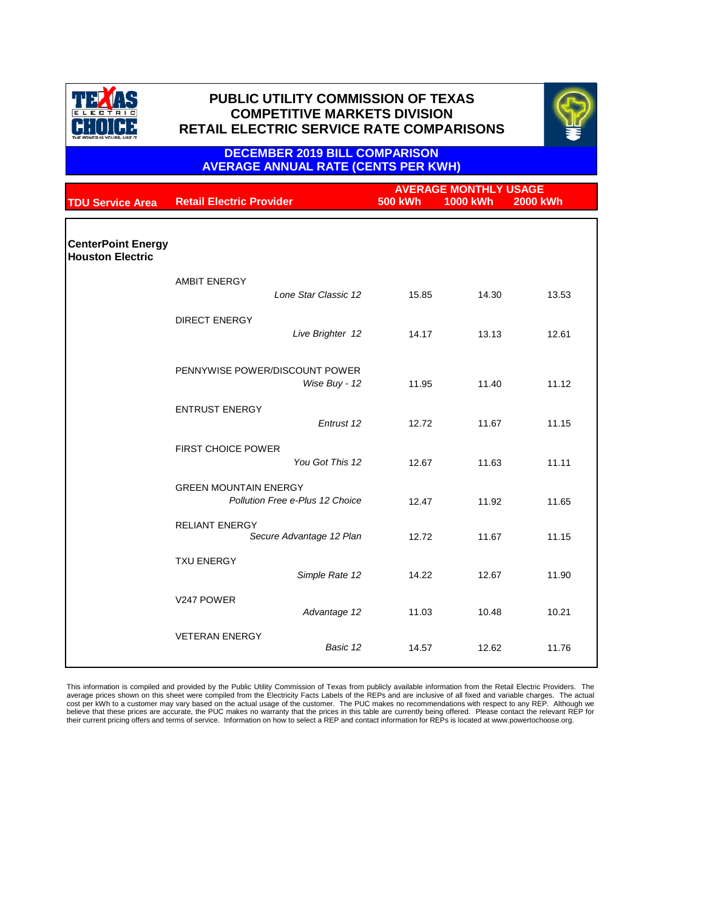# PUBLIC UTILITY COMMISSION OF TEXAS
## COMPETITIVE MARKETS DIVISION
## RETAIL ELECTRIC SERVICE RATE COMPARISONS

### DECEMBER 2019 BILL COMPARISON
### AVERAGE ANNUAL RATE (CENTS PER KWH)

| TDU Service Area | Retail Electric Provider | AVERAGE MONTHLY USAGE 500 kWh | 1000 kWh | 2000 kWh |
|---|---|---|---|---|
| **CenterPoint Energy Houston Electric** | | | | |
| | AMBIT ENERGY *Lone Star Classic 12* | 15.85 | 14.30 | 13.53 |
| | DIRECT ENERGY *Live Brighter 12* | 14.17 | 13.13 | 12.61 |
| | PENNYWISE POWER/DISCOUNT POWER *Wise Buy - 12* | 11.95 | 11.40 | 11.12 |
| | ENTRUST ENERGY *Entrust 12* | 12.72 | 11.67 | 11.15 |
| | FIRST CHOICE POWER *You Got This 12* | 12.67 | 11.63 | 11.11 |
| | GREEN MOUNTAIN ENERGY *Pollution Free e-Plus 12 Choice* | 12.47 | 11.92 | 11.65 |
| | RELIANT ENERGY *Secure Advantage 12 Plan* | 12.72 | 11.67 | 11.15 |
| | TXU ENERGY *Simple Rate 12* | 14.22 | 12.67 | 11.90 |
| | V247 POWER *Advantage 12* | 11.03 | 10.48 | 10.21 |
| | VETERAN ENERGY *Basic 12* | 14.57 | 12.62 | 11.76 |

This information is compiled and provided by the Public Utility Commission of Texas from publicly available information from the Retail Electric Providers. The average prices shown on this sheet were compiled from the Electricity Facts Labels of the REPs and are inclusive of all fixed and variable charges. The actual cost per kWh to a customer may vary based on the actual usage of the customer. The PUC makes no recommendations with respect to any REP. Although we believe that these prices are accurate, the PUC makes no warranty that the prices in this table are currently being offered. Please contact the relevant REP for their current pricing offers and terms of service. Information on how to select a REP and contact information for REPs is located at www.powertochoose.org.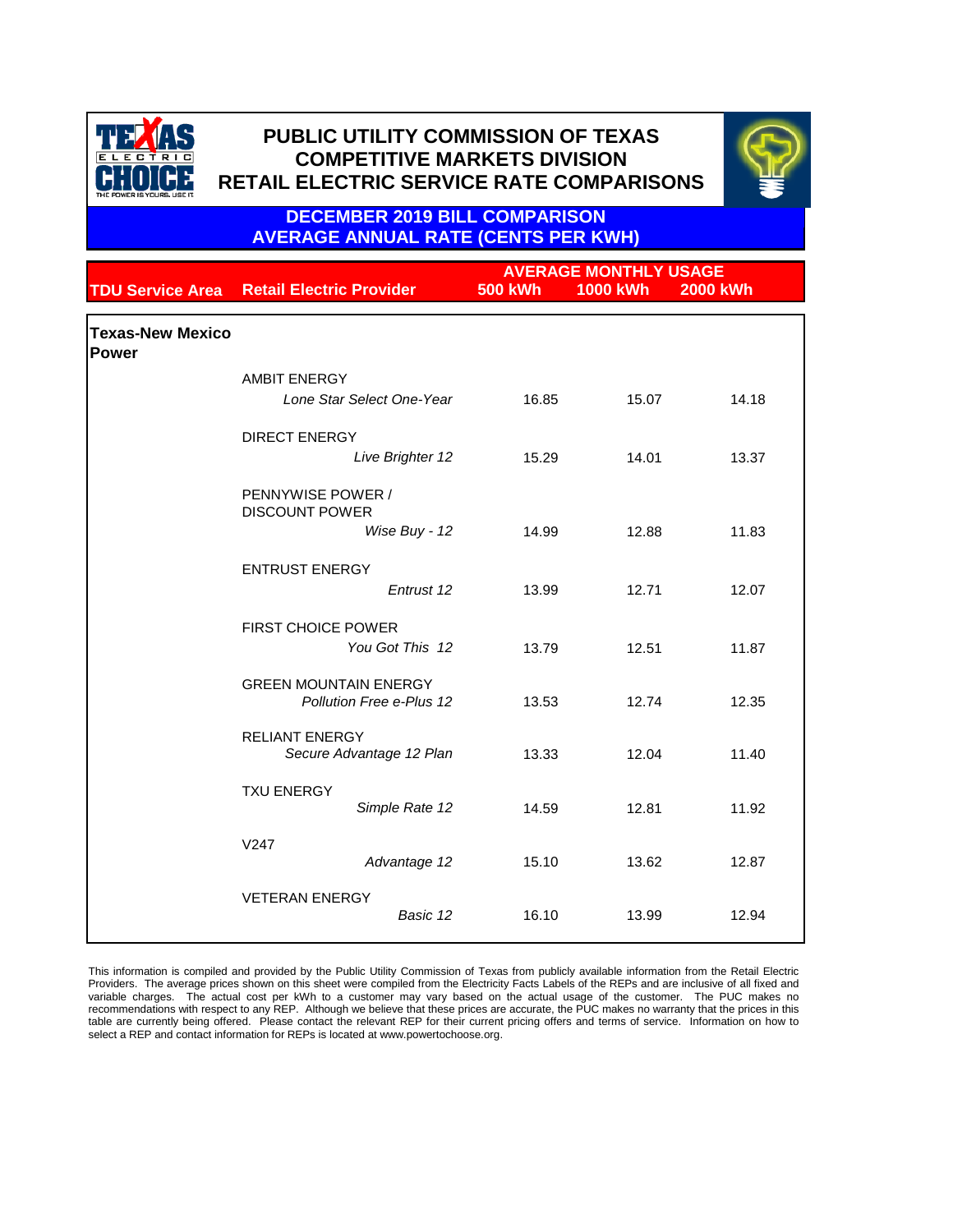# PUBLIC UTILITY COMMISSION OF TEXAS
## COMPETITIVE MARKETS DIVISION
## RETAIL ELECTRIC SERVICE RATE COMPARISONS

### DECEMBER 2019 BILL COMPARISON
### AVERAGE ANNUAL RATE (CENTS PER KWH)

| TDU Service Area | Retail Electric Provider | AVERAGE MONTHLY USAGE 500 kWh | 1000 kWh | 2000 kWh |
|---|---|---|---|---|
| **Texas-New Mexico Power** | | | | |
| | AMBIT ENERGY | | | |
| | *Lone Star Select One-Year* | 16.85 | 15.07 | 14.18 |
| | DIRECT ENERGY | | | |
| | *Live Brighter 12* | 15.29 | 14.01 | 13.37 |
| | PENNYWISE POWER / DISCOUNT POWER | | | |
| | *Wise Buy - 12* | 14.99 | 12.88 | 11.83 |
| | ENTRUST ENERGY | | | |
| | *Entrust 12* | 13.99 | 12.71 | 12.07 |
| | FIRST CHOICE POWER | | | |
| | *You Got This 12* | 13.79 | 12.51 | 11.87 |
| | GREEN MOUNTAIN ENERGY | | | |
| | *Pollution Free e-Plus 12* | 13.53 | 12.74 | 12.35 |
| | RELIANT ENERGY | | | |
| | *Secure Advantage 12 Plan* | 13.33 | 12.04 | 11.40 |
| | TXU ENERGY | | | |
| | *Simple Rate 12* | 14.59 | 12.81 | 11.92 |
| | V247 | | | |
| | *Advantage 12* | 15.10 | 13.62 | 12.87 |
| | VETERAN ENERGY | | | |
| | *Basic 12* | 16.10 | 13.99 | 12.94 |

This information is compiled and provided by the Public Utility Commission of Texas from publicly available information from the Retail Electric Providers. The average prices shown on this sheet were compiled from the Electricity Facts Labels of the REPs and are inclusive of all fixed and variable charges. The actual cost per kWh to a customer may vary based on the actual usage of the customer. The PUC makes no recommendations with respect to any REP. Although we believe that these prices are accurate, the PUC makes no warranty that the prices in this table are currently being offered. Please contact the relevant REP for their current pricing offers and terms of service. Information on how to select a REP and contact information for REPs is located at www.powertochoose.org.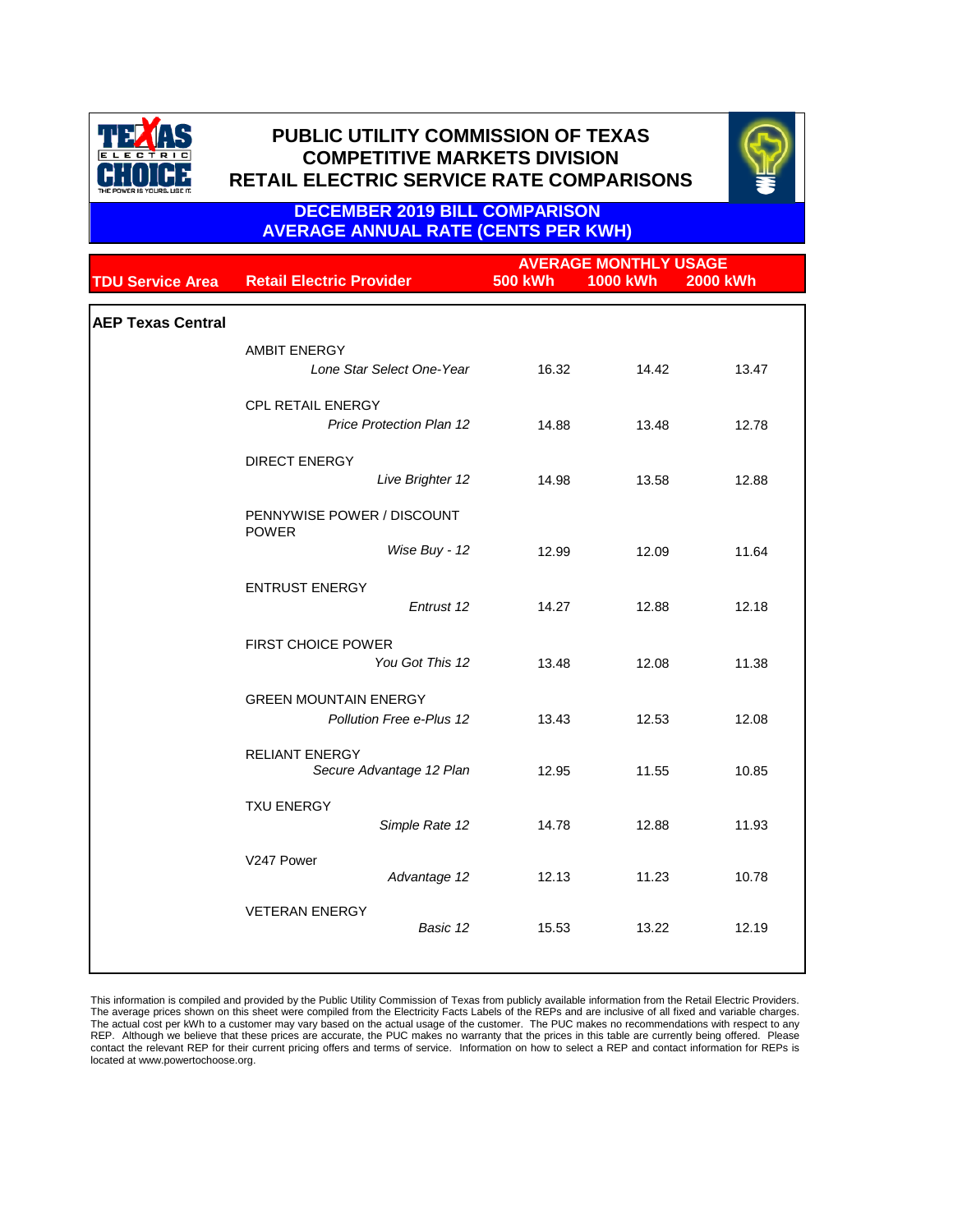# PUBLIC UTILITY COMMISSION OF TEXAS
## COMPETITIVE MARKETS DIVISION
## RETAIL ELECTRIC SERVICE RATE COMPARISONS

### DECEMBER 2019 BILL COMPARISON
### AVERAGE ANNUAL RATE (CENTS PER KWH)

| TDU Service Area | Retail Electric Provider | AVERAGE MONTHLY USAGE 500 kWh | 1000 kWh | 2000 kWh |
|---|---|---|---|---|
| **AEP Texas Central** | | | | |
| | AMBIT ENERGY | | | |
| | *Lone Star Select One-Year* | 16.32 | 14.42 | 13.47 |
| | CPL RETAIL ENERGY | | | |
| | *Price Protection Plan 12* | 14.88 | 13.48 | 12.78 |
| | DIRECT ENERGY | | | |
| | *Live Brighter 12* | 14.98 | 13.58 | 12.88 |
| | PENNYWISE POWER / DISCOUNT POWER | | | |
| | *Wise Buy - 12* | 12.99 | 12.09 | 11.64 |
| | ENTRUST ENERGY | | | |
| | *Entrust 12* | 14.27 | 12.88 | 12.18 |
| | FIRST CHOICE POWER | | | |
| | *You Got This 12* | 13.48 | 12.08 | 11.38 |
| | GREEN MOUNTAIN ENERGY | | | |
| | *Pollution Free e-Plus 12* | 13.43 | 12.53 | 12.08 |
| | RELIANT ENERGY | | | |
| | *Secure Advantage 12 Plan* | 12.95 | 11.55 | 10.85 |
| | TXU ENERGY | | | |
| | *Simple Rate 12* | 14.78 | 12.88 | 11.93 |
| | V247 Power | | | |
| | *Advantage 12* | 12.13 | 11.23 | 10.78 |
| | VETERAN ENERGY | | | |
| | *Basic 12* | 15.53 | 13.22 | 12.19 |

This information is compiled and provided by the Public Utility Commission of Texas from publicly available information from the Retail Electric Providers. The average prices shown on this sheet were compiled from the Electricity Facts Labels of the REPs and are inclusive of all fixed and variable charges. The actual cost per kWh to a customer may vary based on the actual usage of the customer. The PUC makes no recommendations with respect to any REP. Although we believe that these prices are accurate, the PUC makes no warranty that the prices in this table are currently being offered. Please contact the relevant REP for their current pricing offers and terms of service. Information on how to select a REP and contact information for REPs is located at www.powertochoose.org.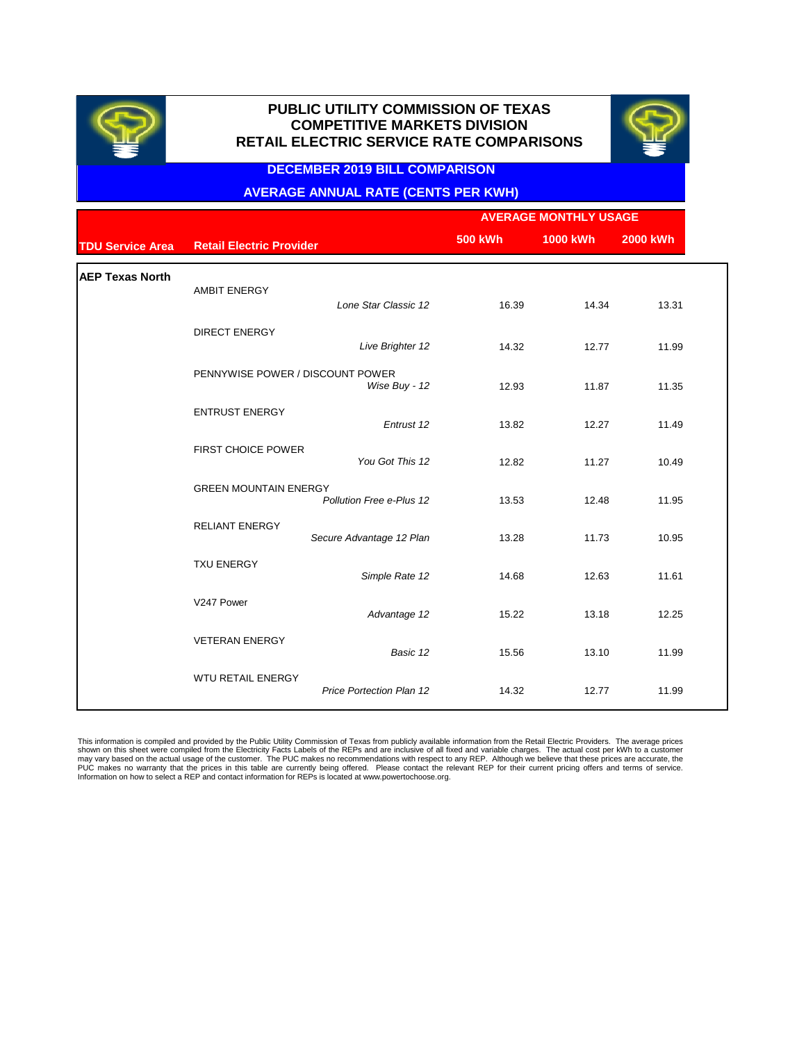# PUBLIC UTILITY COMMISSION OF TEXAS
## COMPETITIVE MARKETS DIVISION
## RETAIL ELECTRIC SERVICE RATE COMPARISONS

**DECEMBER 2019 BILL COMPARISON**

**AVERAGE ANNUAL RATE (CENTS PER KWH)**

| TDU Service Area | Retail Electric Provider | AVERAGE MONTHLY USAGE | | |
|---|---|---|---|---|
| | | 500 kWh | 1000 kWh | 2000 kWh |
| **AEP Texas North** | | | | |
| | AMBIT ENERGY *Lone Star Classic 12* | 16.39 | 14.34 | 13.31 |
| | DIRECT ENERGY *Live Brighter 12* | 14.32 | 12.77 | 11.99 |
| | PENNYWISE POWER / DISCOUNT POWER *Wise Buy - 12* | 12.93 | 11.87 | 11.35 |
| | ENTRUST ENERGY *Entrust 12* | 13.82 | 12.27 | 11.49 |
| | FIRST CHOICE POWER *You Got This 12* | 12.82 | 11.27 | 10.49 |
| | GREEN MOUNTAIN ENERGY *Pollution Free e-Plus 12* | 13.53 | 12.48 | 11.95 |
| | RELIANT ENERGY *Secure Advantage 12 Plan* | 13.28 | 11.73 | 10.95 |
| | TXU ENERGY *Simple Rate 12* | 14.68 | 12.63 | 11.61 |
| | V247 Power *Advantage 12* | 15.22 | 13.18 | 12.25 |
| | VETERAN ENERGY *Basic 12* | 15.56 | 13.10 | 11.99 |
| | WTU RETAIL ENERGY *Price Portection Plan 12* | 14.32 | 12.77 | 11.99 |

This information is compiled and provided by the Public Utility Commission of Texas from publicly available information from the Retail Electric Providers. The average prices shown on this sheet were compiled from the Electricity Facts Labels of the REPs and are inclusive of all fixed and variable charges. The actual cost per kWh to a customer may vary based on the actual usage of the customer. The PUC makes no recommendations with respect to any REP. Although we believe that these prices are accurate, the PUC makes no warranty that the prices in this table are currently being offered. Please contact the relevant REP for their current pricing offers and terms of service. Information on how to select a REP and contact information for REPs is located at www.powertochoose.org.